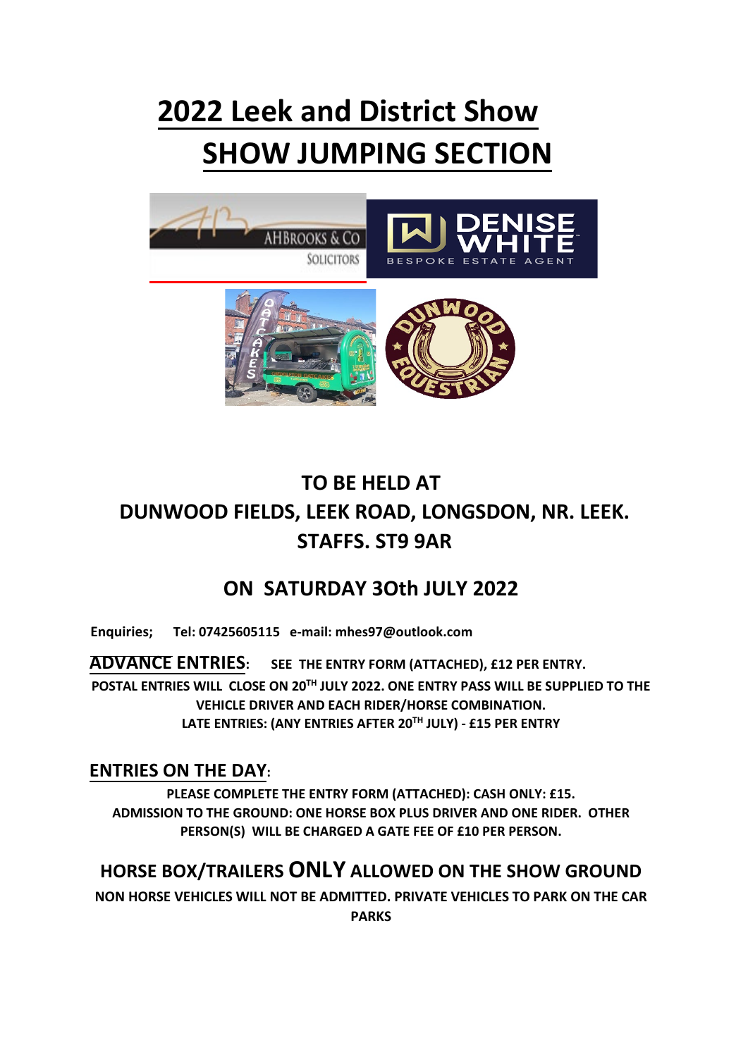# 2022 Leek and District Show
# SHOW JUMPING SECTION

## TO BE HELD AT
## DUNWOOD FIELDS, LEEK ROAD, LONGSDON, NR. LEEK. STAFFS. ST9 9AR

## ON SATURDAY 3Oth JULY 2022

**Enquiries; Tel: 07425605115 e-mail: mhes97@outlook.com**

**ADVANCE ENTRIES: SEE THE ENTRY FORM (ATTACHED), £12 PER ENTRY.**
**POSTAL ENTRIES WILL CLOSE ON 20TH JULY 2022. ONE ENTRY PASS WILL BE SUPPLIED TO THE VEHICLE DRIVER AND EACH RIDER/HORSE COMBINATION.**
**LATE ENTRIES: (ANY ENTRIES AFTER 20TH JULY) - £15 PER ENTRY**

**ENTRIES ON THE DAY:**

**PLEASE COMPLETE THE ENTRY FORM (ATTACHED): CASH ONLY: £15.**
**ADMISSION TO THE GROUND: ONE HORSE BOX PLUS DRIVER AND ONE RIDER. OTHER PERSON(S) WILL BE CHARGED A GATE FEE OF £10 PER PERSON.**

## HORSE BOX/TRAILERS ONLY ALLOWED ON THE SHOW GROUND

**NON HORSE VEHICLES WILL NOT BE ADMITTED. PRIVATE VEHICLES TO PARK ON THE CAR PARKS**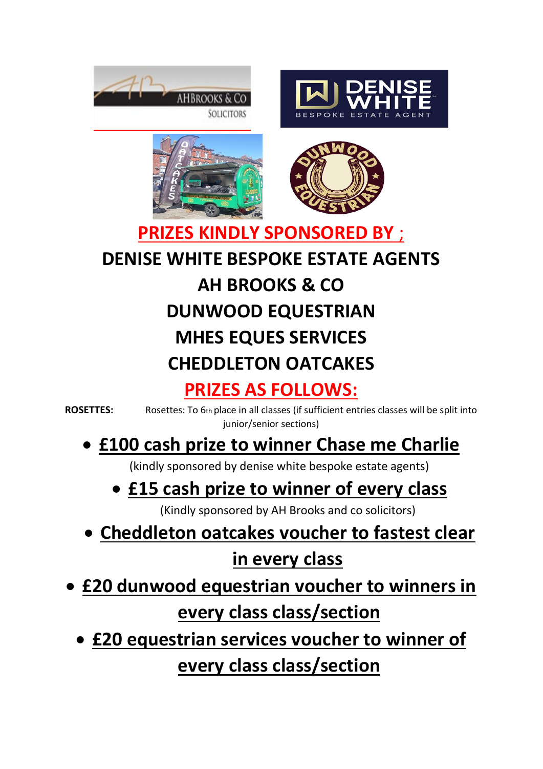## PRIZES KINDLY SPONSORED BY ;

**DENISE WHITE BESPOKE ESTATE AGENTS**

**AH BROOKS & CO**

**DUNWOOD EQUESTRIAN**

**MHES EQUES SERVICES**

**CHEDDLETON OATCAKES**

## PRIZES AS FOLLOWS:

**ROSETTES:** Rosettes: To 6th place in all classes (if sufficient entries classes will be split into junior/senior sections)

- **£100 cash prize to winner Chase me Charlie**

  (kindly sponsored by denise white bespoke estate agents)

- **£15 cash prize to winner of every class**

  (Kindly sponsored by AH Brooks and co solicitors)

- **Cheddleton oatcakes voucher to fastest clear in every class**

- **£20 dunwood equestrian voucher to winners in every class class/section**

- **£20 equestrian services voucher to winner of every class class/section**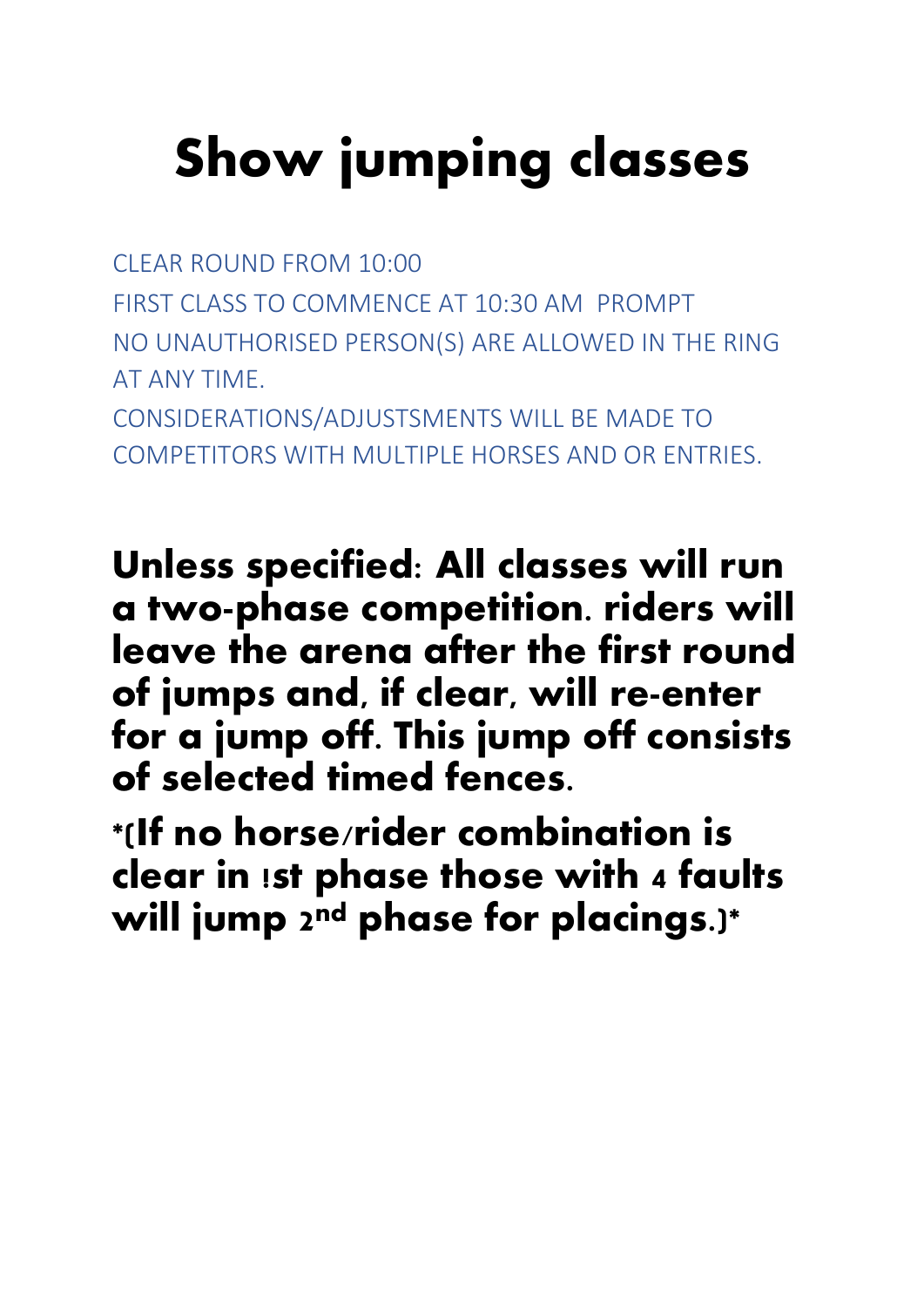# Show jumping classes

CLEAR ROUND FROM 10:00

FIRST CLASS TO COMMENCE AT 10:30 AM PROMPT

NO UNAUTHORISED PERSON(S) ARE ALLOWED IN THE RING AT ANY TIME.

CONSIDERATIONS/ADJUSTSMENTS WILL BE MADE TO COMPETITORS WITH MULTIPLE HORSES AND OR ENTRIES.

**Unless specified: All classes will run a two-phase competition. riders will leave the arena after the first round of jumps and, if clear, will re-enter for a jump off. This jump off consists of selected timed fences.**

**\*(If no horse/rider combination is clear in !st phase those with 4 faults will jump 2nd phase for placings.)\***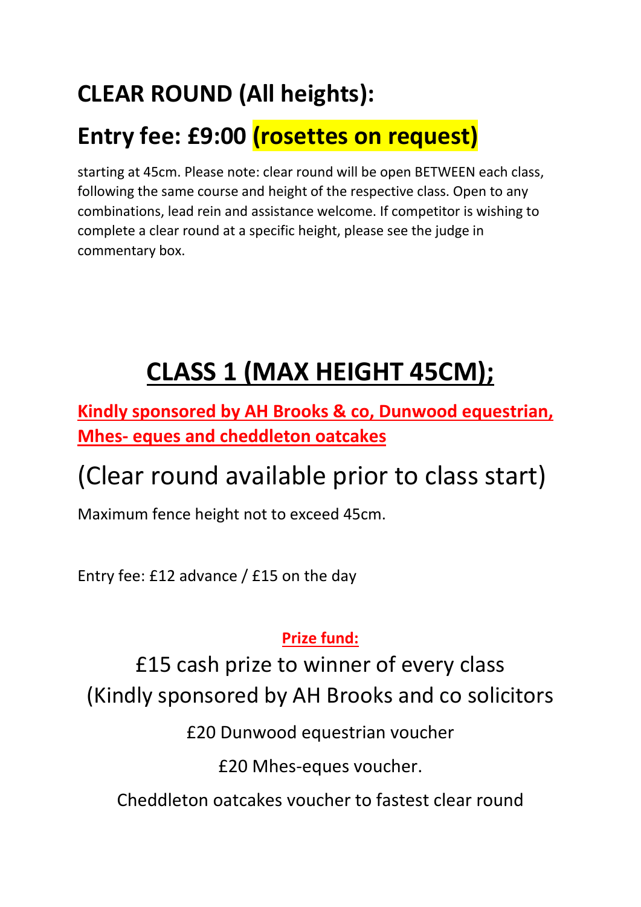## CLEAR ROUND (All heights):

## Entry fee: £9:00 (rosettes on request)

starting at 45cm. Please note: clear round will be open BETWEEN each class, following the same course and height of the respective class. Open to any combinations, lead rein and assistance welcome. If competitor is wishing to complete a clear round at a specific height, please see the judge in commentary box.

# CLASS 1 (MAX HEIGHT 45CM);

**Kindly sponsored by AH Brooks & co, Dunwood equestrian, Mhes- eques and cheddleton oatcakes**

## (Clear round available prior to class start)

Maximum fence height not to exceed 45cm.

Entry fee: £12 advance / £15 on the day

**Prize fund:**

£15 cash prize to winner of every class

(Kindly sponsored by AH Brooks and co solicitors

£20 Dunwood equestrian voucher

£20 Mhes-eques voucher.

Cheddleton oatcakes voucher to fastest clear round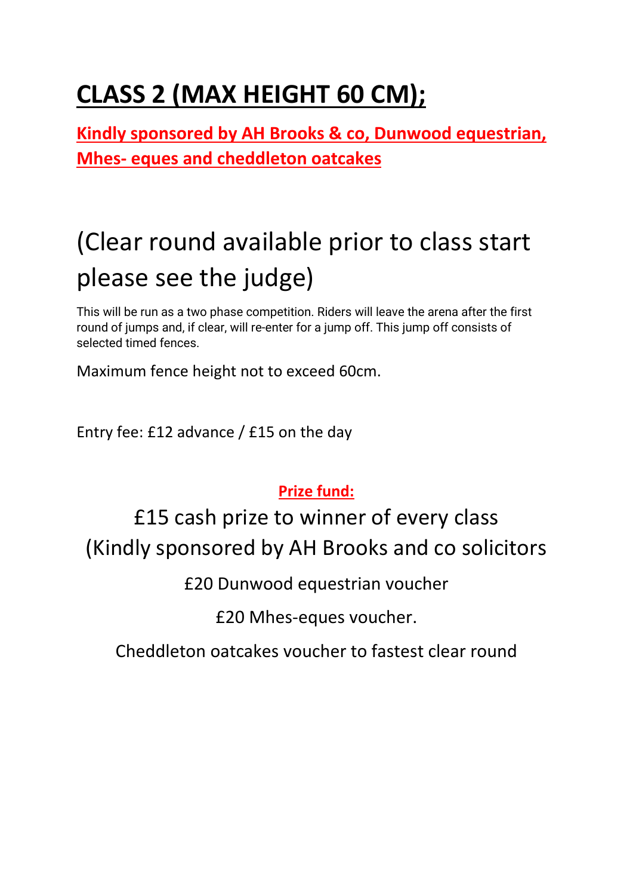# CLASS 2 (MAX HEIGHT 60 CM);

**Kindly sponsored by AH Brooks & co, Dunwood equestrian, Mhes- eques and cheddleton oatcakes**

## (Clear round available prior to class start please see the judge)

This will be run as a two phase competition. Riders will leave the arena after the first round of jumps and, if clear, will re-enter for a jump off. This jump off consists of selected timed fences.

Maximum fence height not to exceed 60cm.

Entry fee: £12 advance / £15 on the day

**Prize fund:**

£15 cash prize to winner of every class

(Kindly sponsored by AH Brooks and co solicitors

£20 Dunwood equestrian voucher

£20 Mhes-eques voucher.

Cheddleton oatcakes voucher to fastest clear round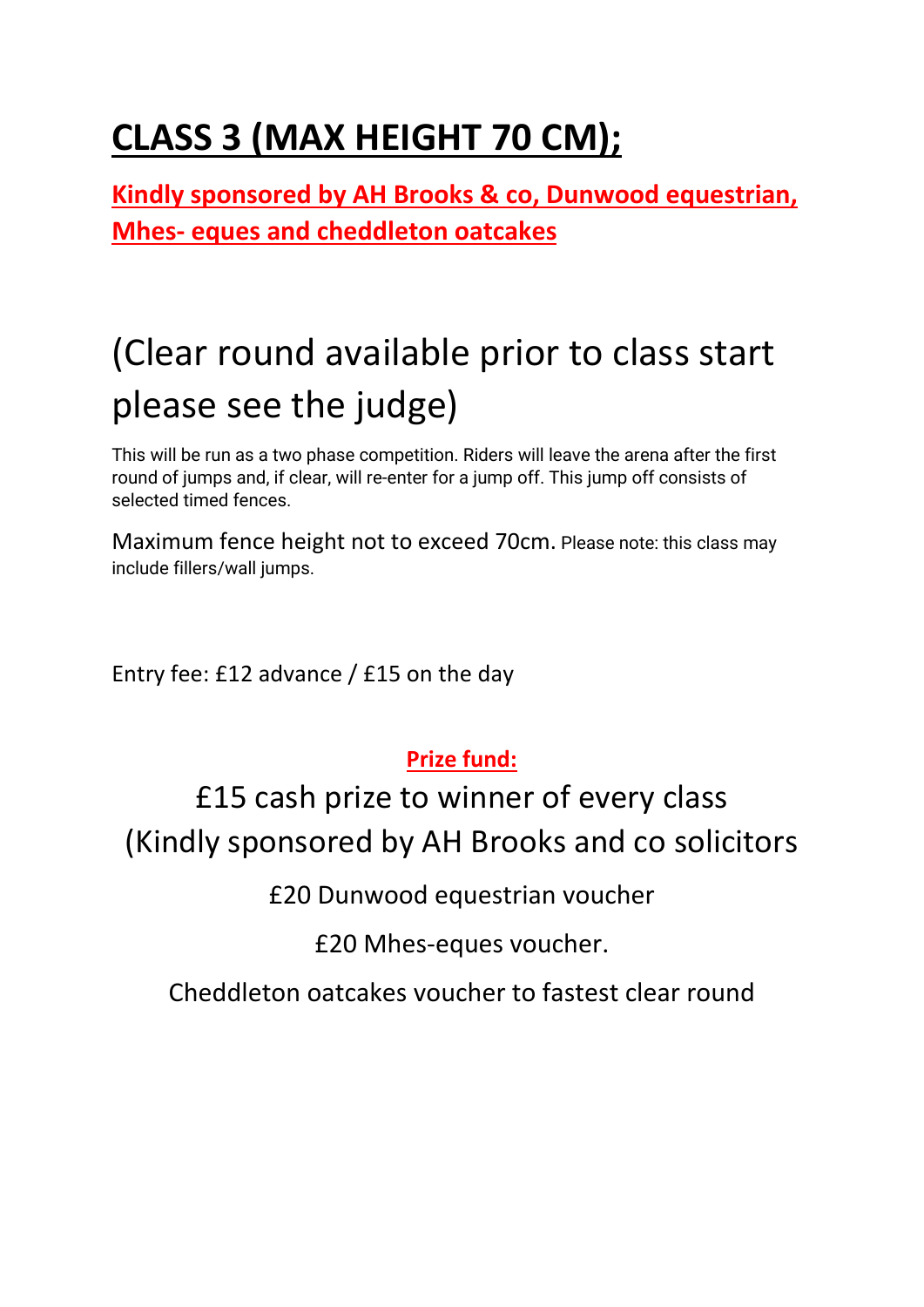# CLASS 3 (MAX HEIGHT 70 CM);

**Kindly sponsored by AH Brooks & co, Dunwood equestrian, Mhes- eques and cheddleton oatcakes**

## (Clear round available prior to class start please see the judge)

This will be run as a two phase competition. Riders will leave the arena after the first round of jumps and, if clear, will re-enter for a jump off. This jump off consists of selected timed fences.

Maximum fence height not to exceed 70cm. Please note: this class may include fillers/wall jumps.

Entry fee: £12 advance / £15 on the day

**Prize fund:**

£15 cash prize to winner of every class

(Kindly sponsored by AH Brooks and co solicitors

£20 Dunwood equestrian voucher

£20 Mhes-eques voucher.

Cheddleton oatcakes voucher to fastest clear round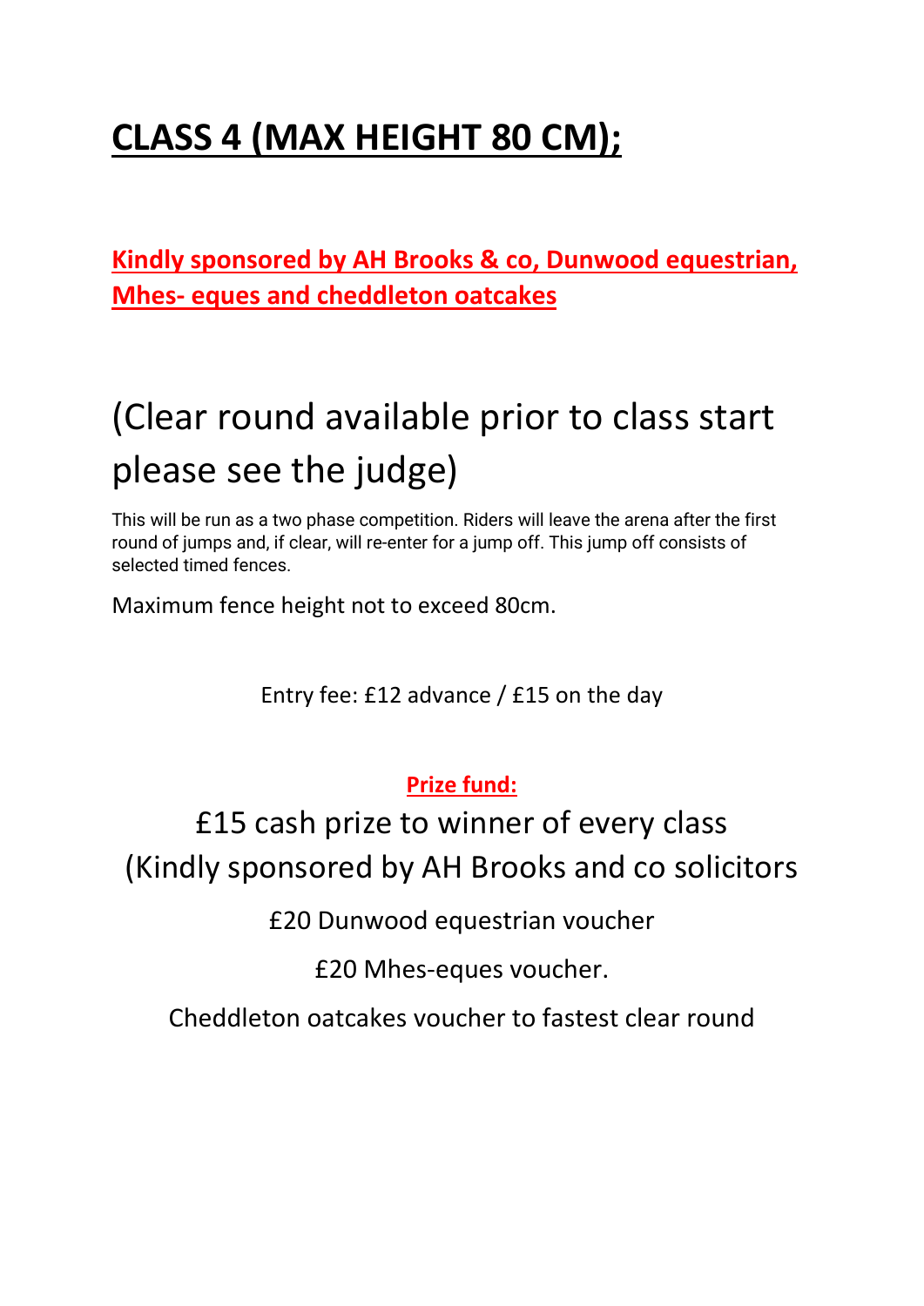# CLASS 4 (MAX HEIGHT 80 CM);

**Kindly sponsored by AH Brooks & co, Dunwood equestrian, Mhes- eques and cheddleton oatcakes**

## (Clear round available prior to class start please see the judge)

This will be run as a two phase competition. Riders will leave the arena after the first round of jumps and, if clear, will re-enter for a jump off. This jump off consists of selected timed fences.

Maximum fence height not to exceed 80cm.

Entry fee: £12 advance / £15 on the day

**Prize fund:**

£15 cash prize to winner of every class

(Kindly sponsored by AH Brooks and co solicitors

£20 Dunwood equestrian voucher

£20 Mhes-eques voucher.

Cheddleton oatcakes voucher to fastest clear round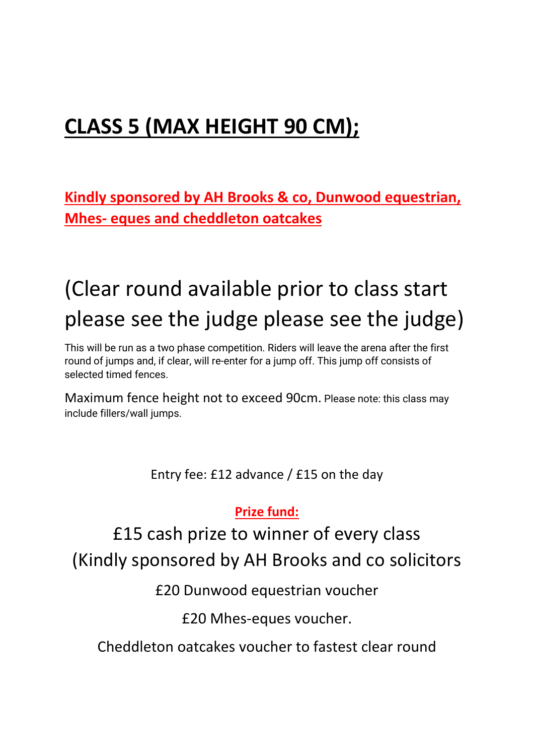# CLASS 5 (MAX HEIGHT 90 CM);

**Kindly sponsored by AH Brooks & co, Dunwood equestrian, Mhes- eques and cheddleton oatcakes**

(Clear round available prior to class start please see the judge please see the judge)

This will be run as a two phase competition. Riders will leave the arena after the first round of jumps and, if clear, will re-enter for a jump off. This jump off consists of selected timed fences.

Maximum fence height not to exceed 90cm. Please note: this class may include fillers/wall jumps.

Entry fee: £12 advance / £15 on the day

**Prize fund:**

£15 cash prize to winner of every class

(Kindly sponsored by AH Brooks and co solicitors

£20 Dunwood equestrian voucher

£20 Mhes-eques voucher.

Cheddleton oatcakes voucher to fastest clear round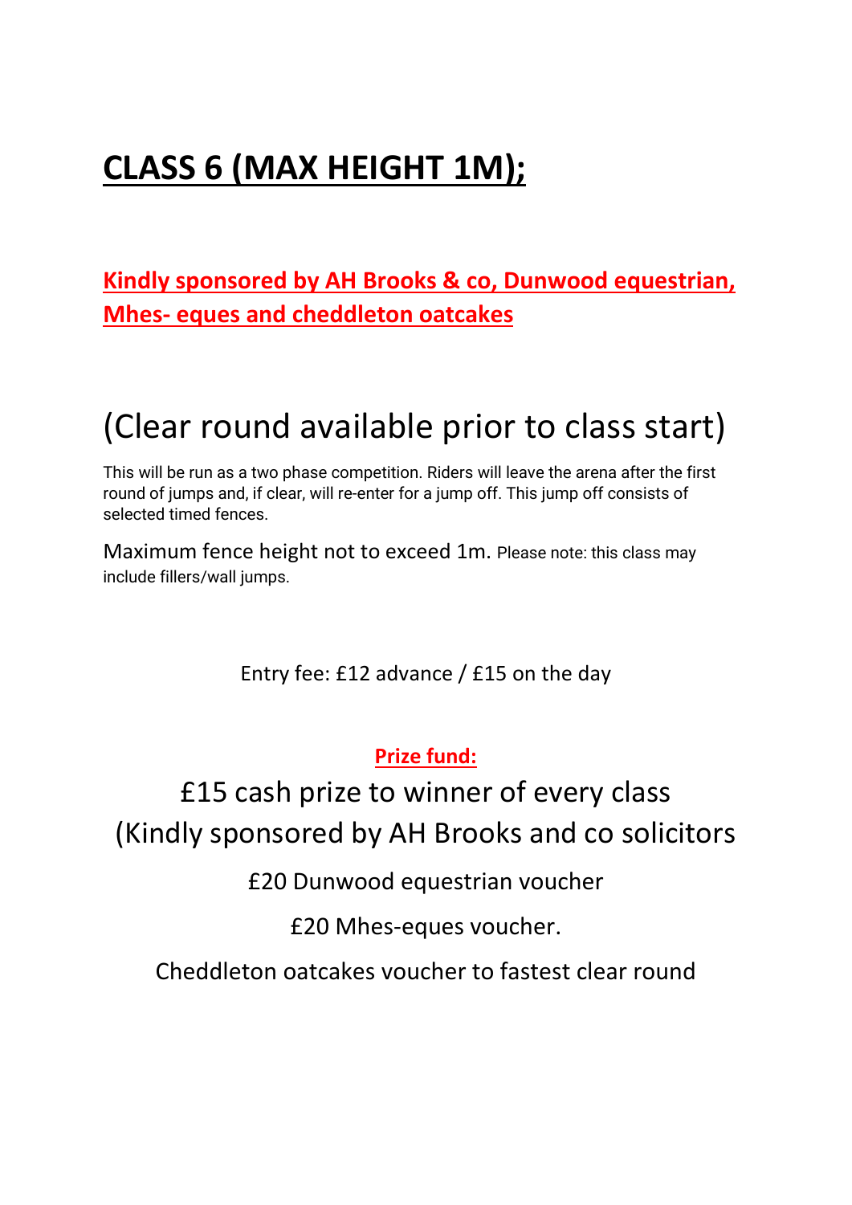# CLASS 6 (MAX HEIGHT 1M);

**Kindly sponsored by AH Brooks & co, Dunwood equestrian, Mhes- eques and cheddleton oatcakes**

## (Clear round available prior to class start)

This will be run as a two phase competition. Riders will leave the arena after the first round of jumps and, if clear, will re-enter for a jump off. This jump off consists of selected timed fences.

Maximum fence height not to exceed 1m. Please note: this class may include fillers/wall jumps.

Entry fee: £12 advance / £15 on the day

**Prize fund:**

£15 cash prize to winner of every class

(Kindly sponsored by AH Brooks and co solicitors

£20 Dunwood equestrian voucher

£20 Mhes-eques voucher.

Cheddleton oatcakes voucher to fastest clear round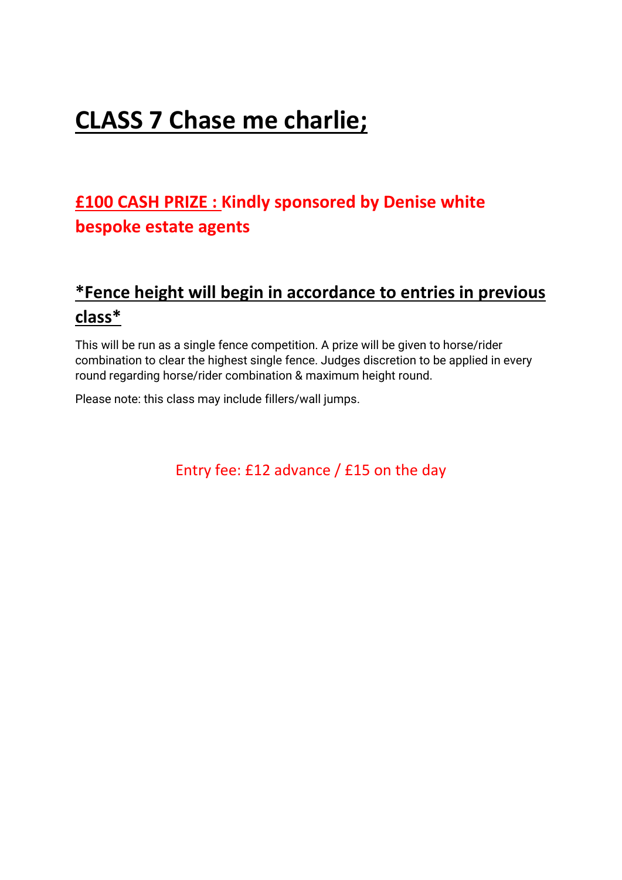# CLASS 7 Chase me charlie;

## £100 CASH PRIZE : Kindly sponsored by Denise white bespoke estate agents

## *Fence height will begin in accordance to entries in previous class*

This will be run as a single fence competition. A prize will be given to horse/rider combination to clear the highest single fence. Judges discretion to be applied in every round regarding horse/rider combination & maximum height round.

Please note: this class may include fillers/wall jumps.

Entry fee: £12 advance / £15 on the day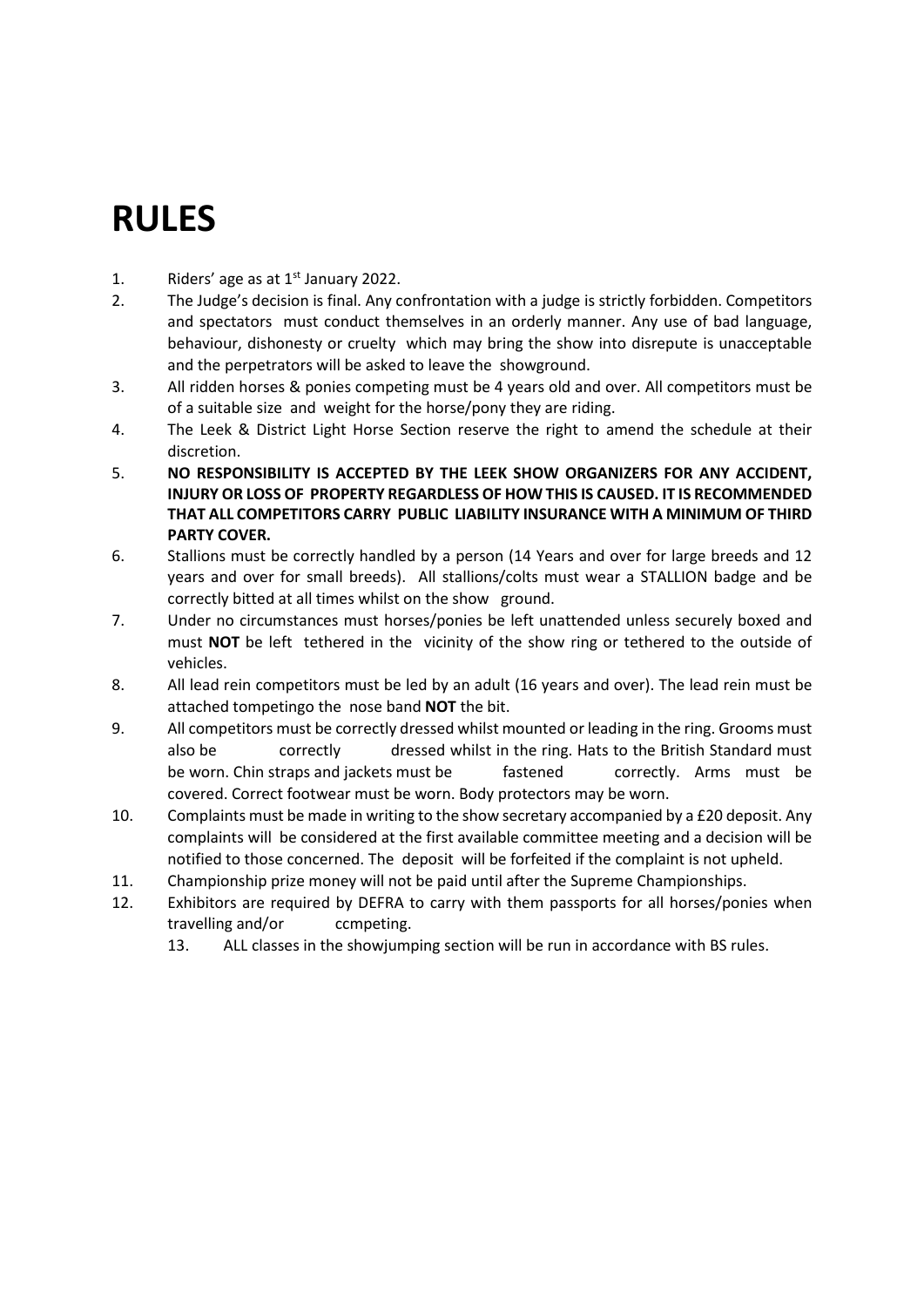# RULES

1. Riders' age as at 1st January 2022.
2. The Judge's decision is final. Any confrontation with a judge is strictly forbidden. Competitors and spectators must conduct themselves in an orderly manner. Any use of bad language, behaviour, dishonesty or cruelty which may bring the show into disrepute is unacceptable and the perpetrators will be asked to leave the showground.
3. All ridden horses & ponies competing must be 4 years old and over. All competitors must be of a suitable size and weight for the horse/pony they are riding.
4. The Leek & District Light Horse Section reserve the right to amend the schedule at their discretion.
5. **NO RESPONSIBILITY IS ACCEPTED BY THE LEEK SHOW ORGANIZERS FOR ANY ACCIDENT, INJURY OR LOSS OF PROPERTY REGARDLESS OF HOW THIS IS CAUSED. IT IS RECOMMENDED THAT ALL COMPETITORS CARRY PUBLIC LIABILITY INSURANCE WITH A MINIMUM OF THIRD PARTY COVER.**
6. Stallions must be correctly handled by a person (14 Years and over for large breeds and 12 years and over for small breeds). All stallions/colts must wear a STALLION badge and be correctly bitted at all times whilst on the show ground.
7. Under no circumstances must horses/ponies be left unattended unless securely boxed and must **NOT** be left tethered in the vicinity of the show ring or tethered to the outside of vehicles.
8. All lead rein competitors must be led by an adult (16 years and over). The lead rein must be attached tompetingo the nose band **NOT** the bit.
9. All competitors must be correctly dressed whilst mounted or leading in the ring. Grooms must also be correctly dressed whilst in the ring. Hats to the British Standard must be worn. Chin straps and jackets must be fastened correctly. Arms must be covered. Correct footwear must be worn. Body protectors may be worn.
10. Complaints must be made in writing to the show secretary accompanied by a £20 deposit. Any complaints will be considered at the first available committee meeting and a decision will be notified to those concerned. The deposit will be forfeited if the complaint is not upheld.
11. Championship prize money will not be paid until after the Supreme Championships.
12. Exhibitors are required by DEFRA to carry with them passports for all horses/ponies when travelling and/or ccmpeting.
13. ALL classes in the showjumping section will be run in accordance with BS rules.